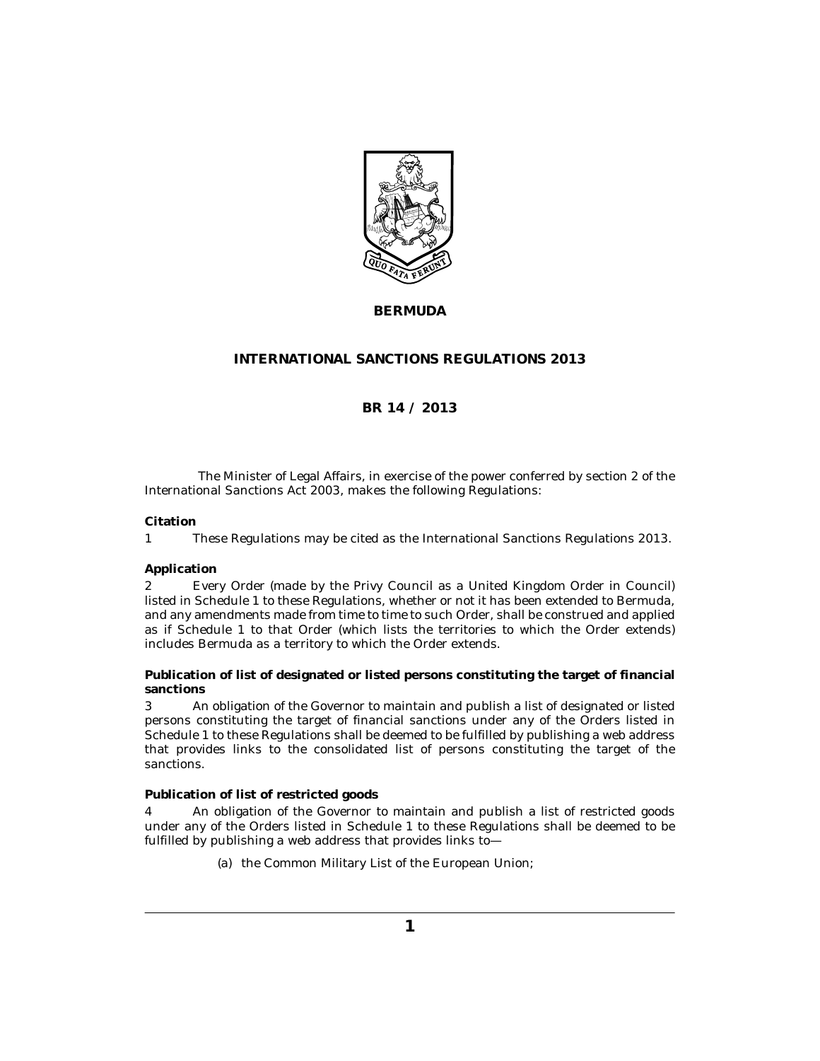**BERMUDA**

# INTERNATIONAL SANCTIONS REGULATIONS 2013

**BR 14 / 2013**

The Minister of Legal Affairs, in exercise of the power conferred by section 2 of the International Sanctions Act 2003, makes the following Regulations:

**Citation**

1 These Regulations may be cited as the International Sanctions Regulations 2013.

**Application**

2 Every Order (made by the Privy Council as a United Kingdom Order in Council) listed in Schedule 1 to these Regulations, whether or not it has been extended to Bermuda, and any amendments made from time to time to such Order, shall be construed and applied as if Schedule 1 to that Order (which lists the territories to which the Order extends) includes Bermuda as a territory to which the Order extends.

**Publication of list of designated or listed persons constituting the target of financial sanctions**

3 An obligation of the Governor to maintain and publish a list of designated or listed persons constituting the target of financial sanctions under any of the Orders listed in Schedule 1 to these Regulations shall be deemed to be fulfilled by publishing a web address that provides links to the consolidated list of persons constituting the target of the sanctions.

**Publication of list of restricted goods**

4 An obligation of the Governor to maintain and publish a list of restricted goods under any of the Orders listed in Schedule 1 to these Regulations shall be deemed to be fulfilled by publishing a web address that provides links to—

(a) the Common Military List of the European Union;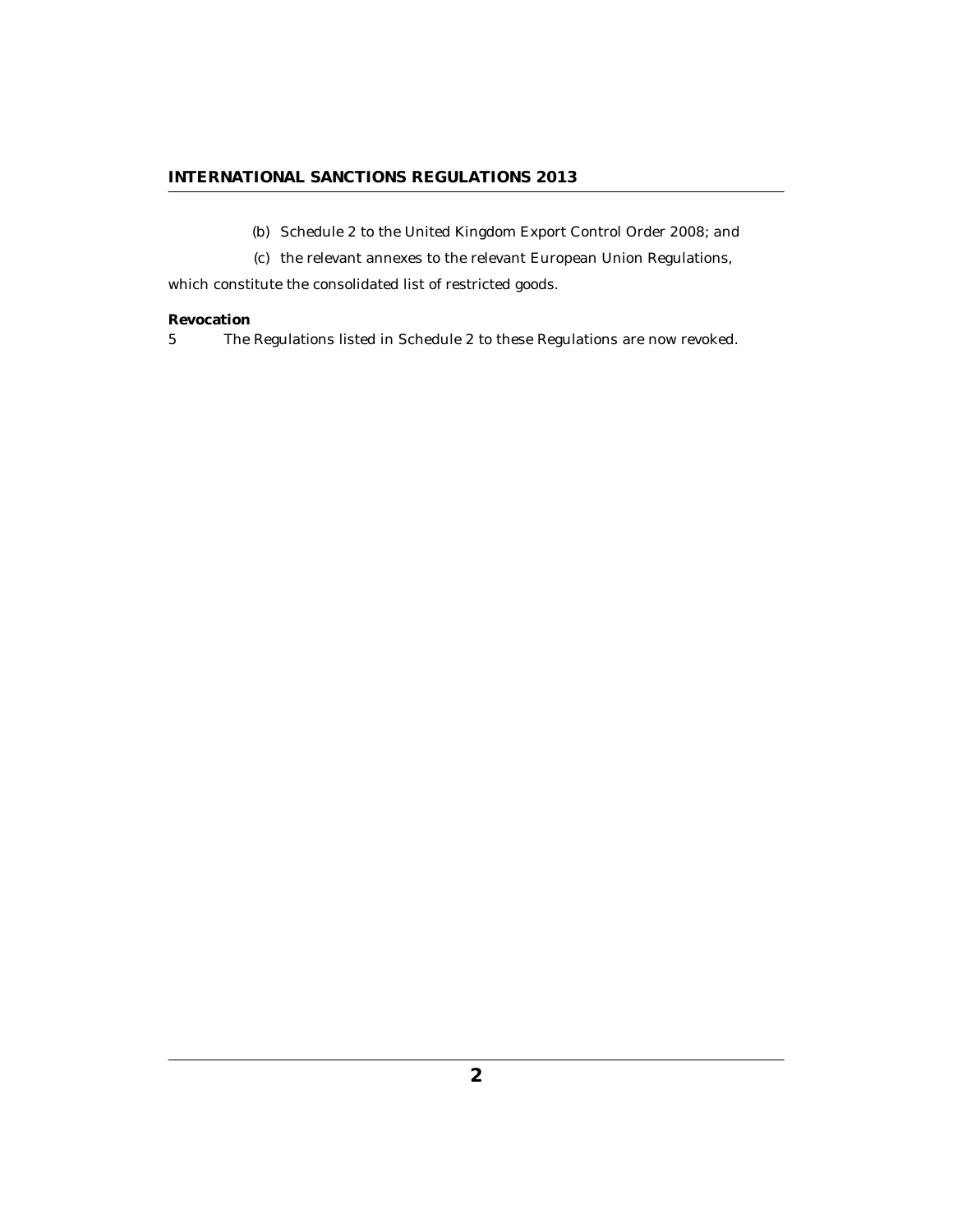(b) Schedule 2 to the United Kingdom Export Control Order 2008; and

(c) the relevant annexes to the relevant European Union Regulations,

which constitute the consolidated list of restricted goods.

**Revocation**

5 The Regulations listed in Schedule 2 to these Regulations are now revoked.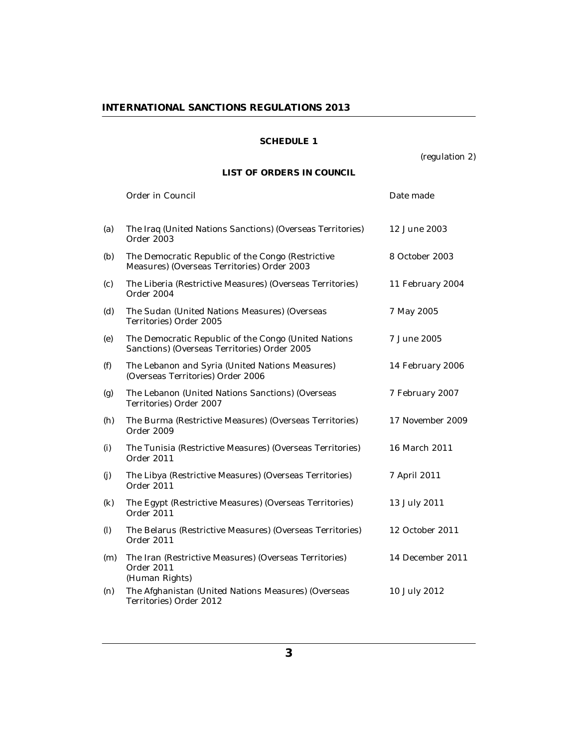## SCHEDULE 1

(regulation 2)

### LIST OF ORDERS IN COUNCIL

| | Order in Council | Date made |
|---|---|---|
| (a) | The Iraq (United Nations Sanctions) (Overseas Territories) Order 2003 | 12 June 2003 |
| (b) | The Democratic Republic of the Congo (Restrictive Measures) (Overseas Territories) Order 2003 | 8 October 2003 |
| (c) | The Liberia (Restrictive Measures) (Overseas Territories) Order 2004 | 11 February 2004 |
| (d) | The Sudan (United Nations Measures) (Overseas Territories) Order 2005 | 7 May 2005 |
| (e) | The Democratic Republic of the Congo (United Nations Sanctions) (Overseas Territories) Order 2005 | 7 June 2005 |
| (f) | The Lebanon and Syria (United Nations Measures) (Overseas Territories) Order 2006 | 14 February 2006 |
| (g) | The Lebanon (United Nations Sanctions) (Overseas Territories) Order 2007 | 7 February 2007 |
| (h) | The Burma (Restrictive Measures) (Overseas Territories) Order 2009 | 17 November 2009 |
| (i) | The Tunisia (Restrictive Measures) (Overseas Territories) Order 2011 | 16 March 2011 |
| (j) | The Libya (Restrictive Measures) (Overseas Territories) Order 2011 | 7 April 2011 |
| (k) | The Egypt (Restrictive Measures) (Overseas Territories) Order 2011 | 13 July 2011 |
| (l) | The Belarus (Restrictive Measures) (Overseas Territories) Order 2011 | 12 October 2011 |
| (m) | The Iran (Restrictive Measures) (Overseas Territories) Order 2011 (Human Rights) | 14 December 2011 |
| (n) | The Afghanistan (United Nations Measures) (Overseas Territories) Order 2012 | 10 July 2012 |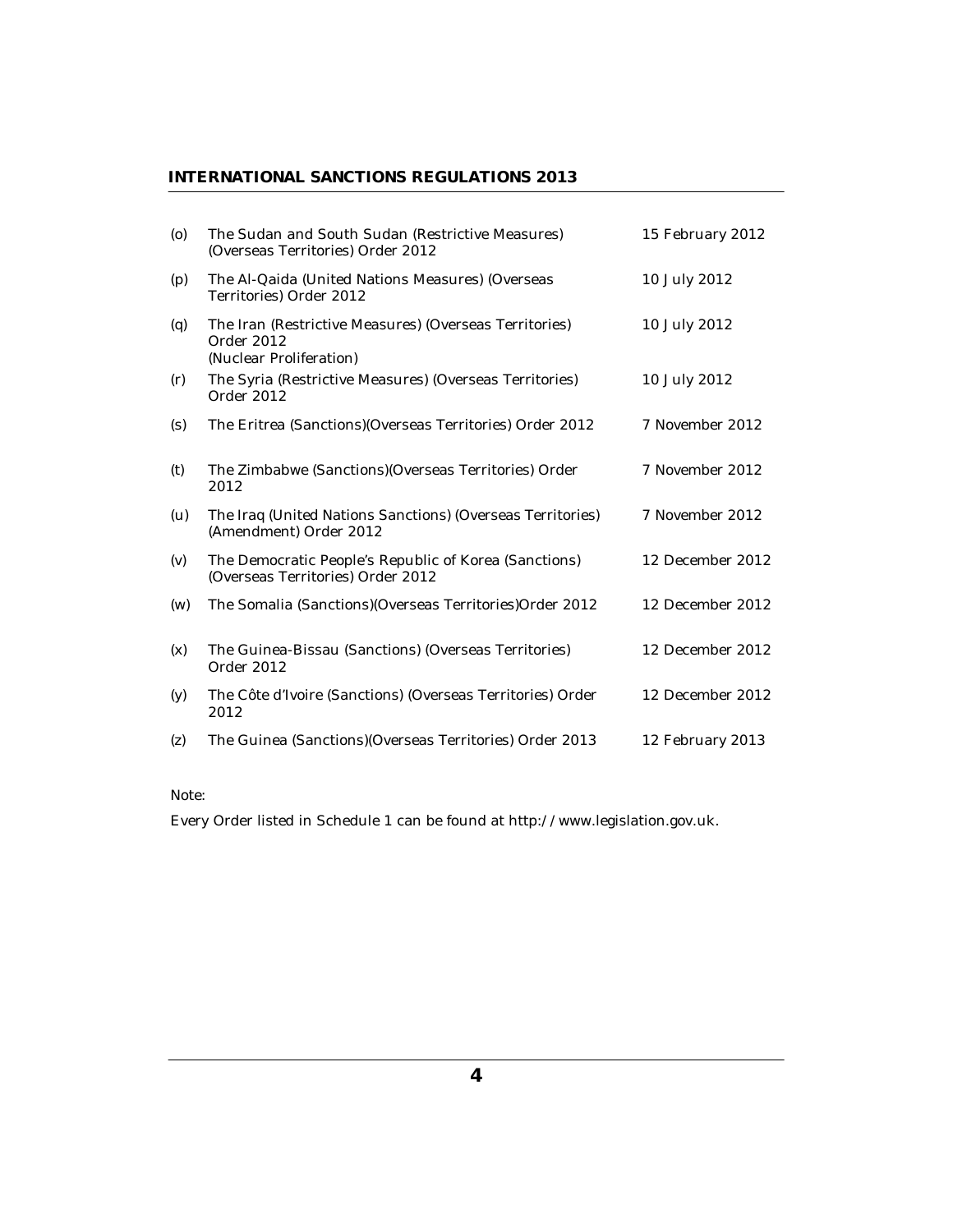| | | |
|---|---|---|
| (o) | The Sudan and South Sudan (Restrictive Measures) (Overseas Territories) Order 2012 | 15 February 2012 |
| (p) | The Al-Qaida (United Nations Measures) (Overseas Territories) Order 2012 | 10 July 2012 |
| (q) | The Iran (Restrictive Measures) (Overseas Territories) Order 2012 (Nuclear Proliferation) | 10 July 2012 |
| (r) | The Syria (Restrictive Measures) (Overseas Territories) Order 2012 | 10 July 2012 |
| (s) | The Eritrea (Sanctions)(Overseas Territories) Order 2012 | 7 November 2012 |
| (t) | The Zimbabwe (Sanctions)(Overseas Territories) Order 2012 | 7 November 2012 |
| (u) | The Iraq (United Nations Sanctions) (Overseas Territories) (Amendment) Order 2012 | 7 November 2012 |
| (v) | The Democratic People's Republic of Korea (Sanctions) (Overseas Territories) Order 2012 | 12 December 2012 |
| (w) | The Somalia (Sanctions)(Overseas Territories)Order 2012 | 12 December 2012 |
| (x) | The Guinea-Bissau (Sanctions) (Overseas Territories) Order 2012 | 12 December 2012 |
| (y) | The Côte d'Ivoire (Sanctions) (Overseas Territories) Order 2012 | 12 December 2012 |
| (z) | The Guinea (Sanctions)(Overseas Territories) Order 2013 | 12 February 2013 |

Note:

Every Order listed in Schedule 1 can be found at http://www.legislation.gov.uk.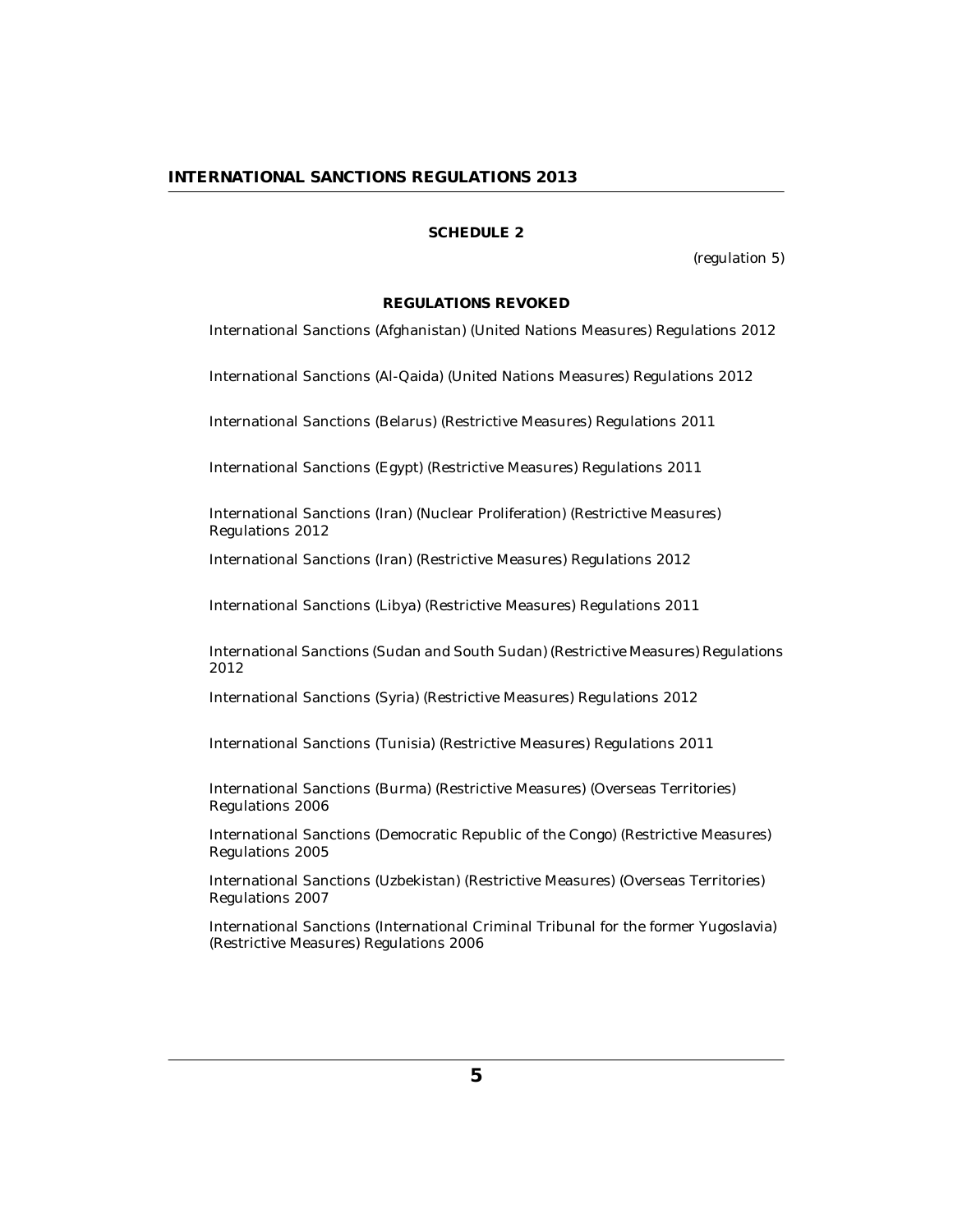## SCHEDULE 2

(regulation 5)

### REGULATIONS REVOKED

International Sanctions (Afghanistan) (United Nations Measures) Regulations 2012

International Sanctions (Al-Qaida) (United Nations Measures) Regulations 2012

International Sanctions (Belarus) (Restrictive Measures) Regulations 2011

International Sanctions (Egypt) (Restrictive Measures) Regulations 2011

International Sanctions (Iran) (Nuclear Proliferation) (Restrictive Measures) Regulations 2012

International Sanctions (Iran) (Restrictive Measures) Regulations 2012

International Sanctions (Libya) (Restrictive Measures) Regulations 2011

International Sanctions (Sudan and South Sudan) (Restrictive Measures) Regulations 2012

International Sanctions (Syria) (Restrictive Measures) Regulations 2012

International Sanctions (Tunisia) (Restrictive Measures) Regulations 2011

International Sanctions (Burma) (Restrictive Measures) (Overseas Territories) Regulations 2006

International Sanctions (Democratic Republic of the Congo) (Restrictive Measures) Regulations 2005

International Sanctions (Uzbekistan) (Restrictive Measures) (Overseas Territories) Regulations 2007

International Sanctions (International Criminal Tribunal for the former Yugoslavia) (Restrictive Measures) Regulations 2006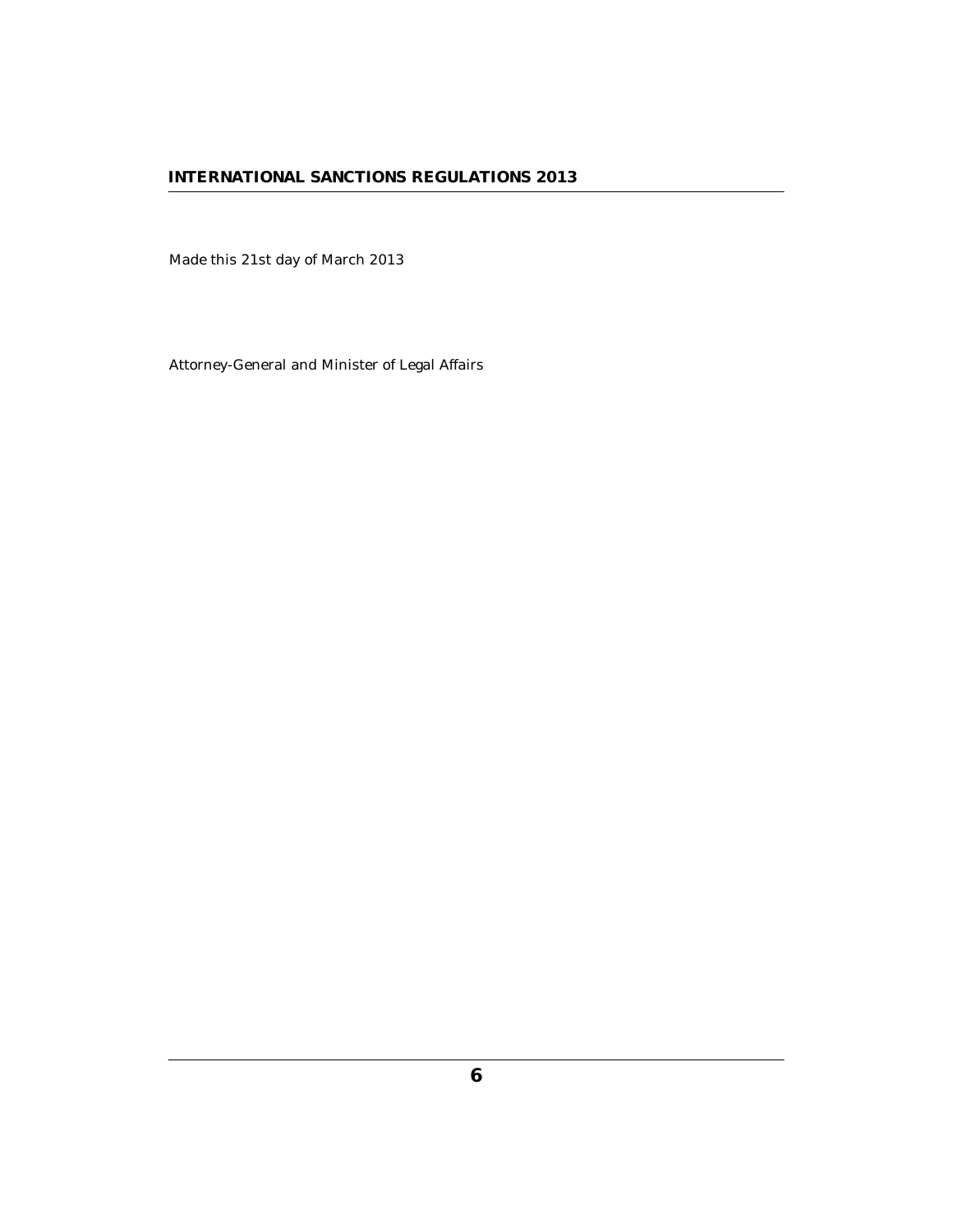Made this 21st day of March 2013

Attorney-General and Minister of Legal Affairs